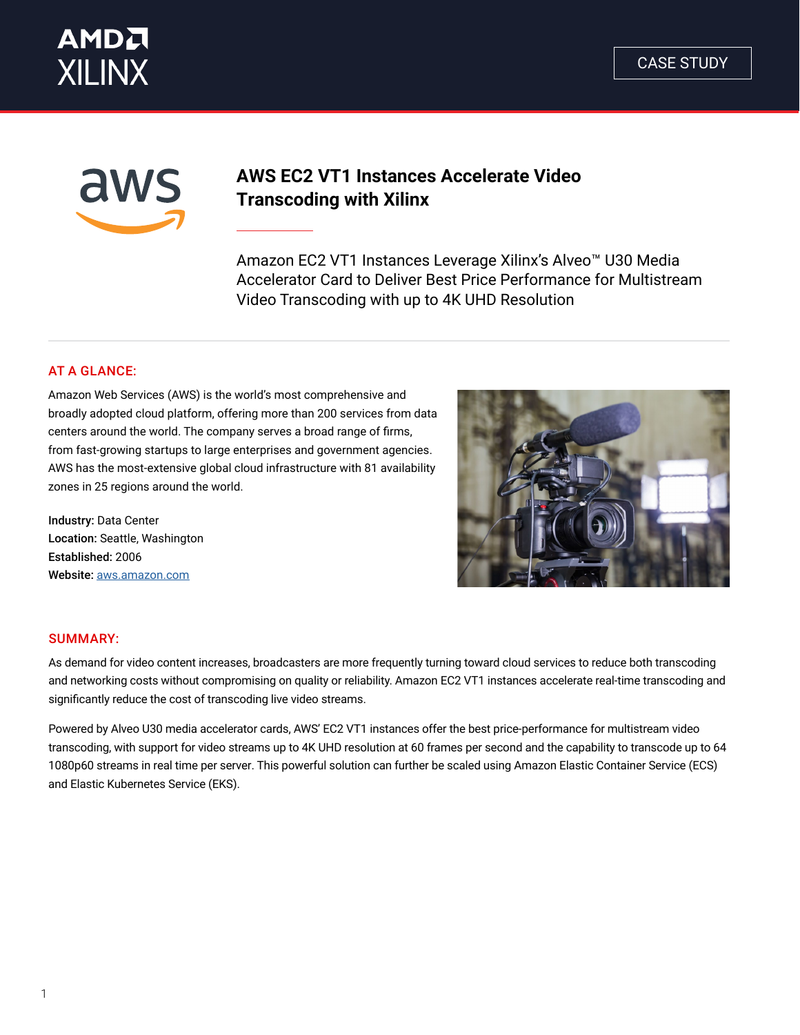CASE STUDY

# AWS EC2 VT1 Instances Accelerate Video Transcoding with Xilinx

Amazon EC2 VT1 Instances Leverage Xilinx's Alveo™ U30 Media Accelerator Card to Deliver Best Price Performance for Multistream Video Transcoding with up to 4K UHD Resolution

## AT A GLANCE:

Amazon Web Services (AWS) is the world's most comprehensive and broadly adopted cloud platform, offering more than 200 services from data centers around the world. The company serves a broad range of firms, from fast-growing startups to large enterprises and government agencies. AWS has the most-extensive global cloud infrastructure with 81 availability zones in 25 regions around the world.

**Industry:** Data Center
**Location:** Seattle, Washington
**Established:** 2006
**Website:** aws.amazon.com

## SUMMARY:

As demand for video content increases, broadcasters are more frequently turning toward cloud services to reduce both transcoding and networking costs without compromising on quality or reliability. Amazon EC2 VT1 instances accelerate real-time transcoding and significantly reduce the cost of transcoding live video streams.

Powered by Alveo U30 media accelerator cards, AWS' EC2 VT1 instances offer the best price-performance for multistream video transcoding, with support for video streams up to 4K UHD resolution at 60 frames per second and the capability to transcode up to 64 1080p60 streams in real time per server. This powerful solution can further be scaled using Amazon Elastic Container Service (ECS) and Elastic Kubernetes Service (EKS).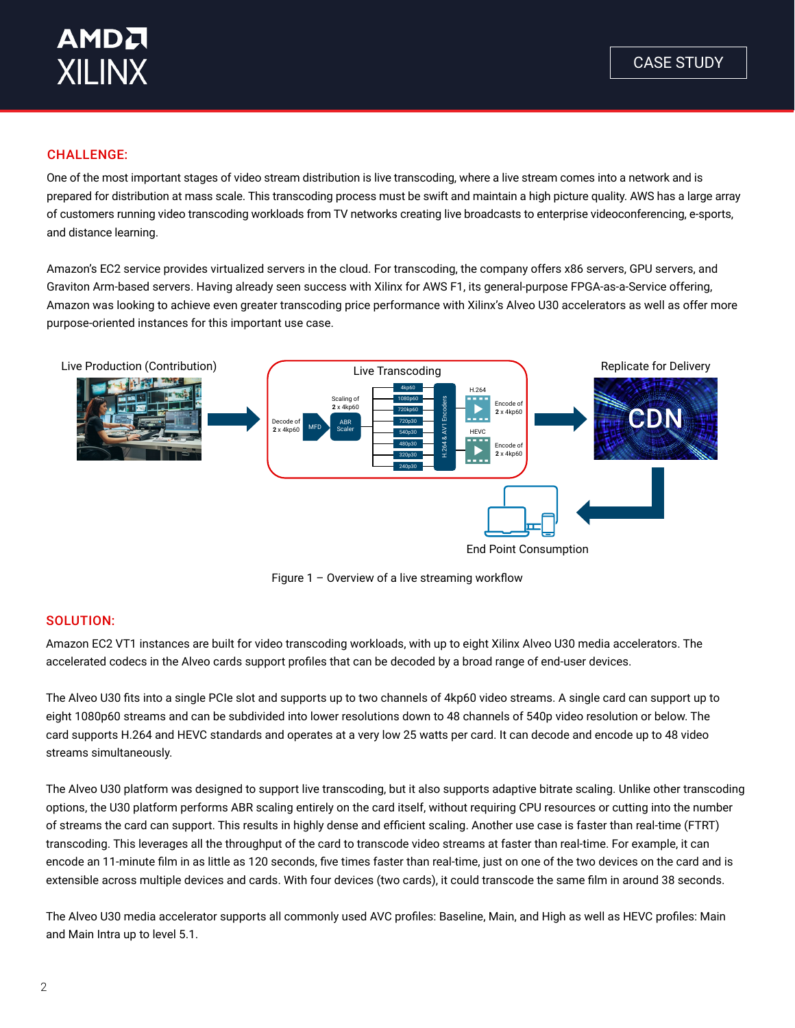## CHALLENGE:

One of the most important stages of video stream distribution is live transcoding, where a live stream comes into a network and is prepared for distribution at mass scale. This transcoding process must be swift and maintain a high picture quality. AWS has a large array of customers running video transcoding workloads from TV networks creating live broadcasts to enterprise videoconferencing, e-sports, and distance learning.

Amazon's EC2 service provides virtualized servers in the cloud. For transcoding, the company offers x86 servers, GPU servers, and Graviton Arm-based servers. Having already seen success with Xilinx for AWS F1, its general-purpose FPGA-as-a-Service offering, Amazon was looking to achieve even greater transcoding price performance with Xilinx's Alveo U30 accelerators as well as offer more purpose-oriented instances for this important use case.

Figure 1 – Overview of a live streaming workflow

## SOLUTION:

Amazon EC2 VT1 instances are built for video transcoding workloads, with up to eight Xilinx Alveo U30 media accelerators. The accelerated codecs in the Alveo cards support profiles that can be decoded by a broad range of end-user devices.

The Alveo U30 fits into a single PCIe slot and supports up to two channels of 4kp60 video streams. A single card can support up to eight 1080p60 streams and can be subdivided into lower resolutions down to 48 channels of 540p video resolution or below. The card supports H.264 and HEVC standards and operates at a very low 25 watts per card. It can decode and encode up to 48 video streams simultaneously.

The Alveo U30 platform was designed to support live transcoding, but it also supports adaptive bitrate scaling. Unlike other transcoding options, the U30 platform performs ABR scaling entirely on the card itself, without requiring CPU resources or cutting into the number of streams the card can support. This results in highly dense and efficient scaling. Another use case is faster than real-time (FTRT) transcoding. This leverages all the throughput of the card to transcode video streams at faster than real-time. For example, it can encode an 11-minute film in as little as 120 seconds, five times faster than real-time, just on one of the two devices on the card and is extensible across multiple devices and cards. With four devices (two cards), it could transcode the same film in around 38 seconds.

The Alveo U30 media accelerator supports all commonly used AVC profiles: Baseline, Main, and High as well as HEVC profiles: Main and Main Intra up to level 5.1.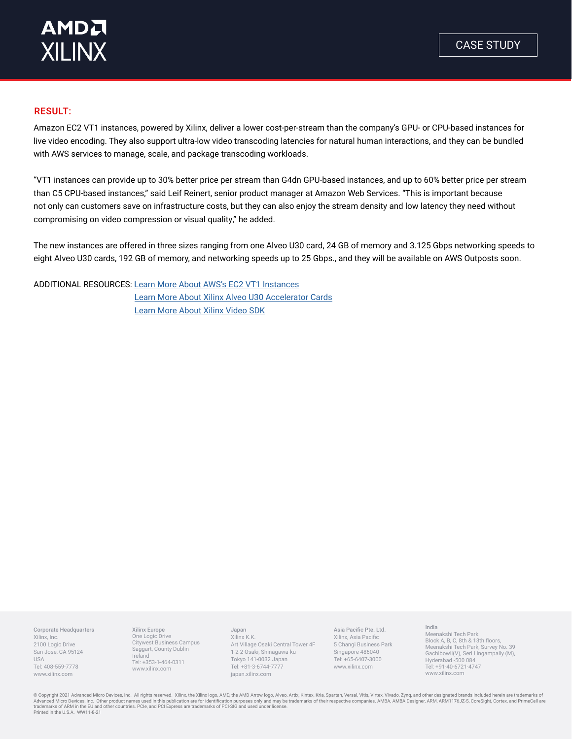## RESULT:

Amazon EC2 VT1 instances, powered by Xilinx, deliver a lower cost-per-stream than the company's GPU- or CPU-based instances for live video encoding. They also support ultra-low video transcoding latencies for natural human interactions, and they can be bundled with AWS services to manage, scale, and package transcoding workloads.

"VT1 instances can provide up to 30% better price per stream than G4dn GPU-based instances, and up to 60% better price per stream than C5 CPU-based instances," said Leif Reinert, senior product manager at Amazon Web Services. "This is important because not only can customers save on infrastructure costs, but they can also enjoy the stream density and low latency they need without compromising on video compression or visual quality," he added.

The new instances are offered in three sizes ranging from one Alveo U30 card, 24 GB of memory and 3.125 Gbps networking speeds to eight Alveo U30 cards, 192 GB of memory, and networking speeds up to 25 Gbps., and they will be available on AWS Outposts soon.

ADDITIONAL RESOURCES: Learn More About AWS's EC2 VT1 Instances
Learn More About Xilinx Alveo U30 Accelerator Cards
Learn More About Xilinx Video SDK

**Corporate Headquarters**
Xilinx, Inc.
2100 Logic Drive
San Jose, CA 95124
USA
Tel: 408-559-7778
www.xilinx.com

**Xilinx Europe**
One Logic Drive
Citywest Business Campus
Saggart, County Dublin
Ireland
Tel: +353-1-464-0311
www.xilinx.com

**Japan**
Xilinx K.K.
Art Village Osaki Central Tower 4F
1-2-2 Osaki, Shinagawa-ku
Tokyo 141-0032 Japan
Tel: +81-3-6744-7777
japan.xilinx.com

**Asia Pacific Pte. Ltd.**
Xilinx, Asia Pacific
5 Changi Business Park
Singapore 486040
Tel: +65-6407-3000
www.xilinx.com

**India**
Meenakshi Tech Park
Block A, B, C, 8th & 13th floors,
Meenakshi Tech Park, Survey No. 39
Gachibowli(V), Seri Lingampally (M),
Hyderabad -500 084
Tel: +91-40-6721-4747
www.xilinx.com

© Copyright 2021 Advanced Micro Devices, Inc. All rights reserved. Xilinx, the Xilinx logo, AMD, the AMD Arrow logo, Alveo, Artix, Kintex, Kria, Spartan, Versal, Vitis, Virtex, Vivado, Zynq, and other designated brands included herein are trademarks of Advanced Micro Devices, Inc. Other product names used in this publication are for identification purposes only and may be trademarks of their respective companies. AMBA, AMBA Designer, ARM, ARM1176JZ-S, CoreSight, Cortex, and PrimeCell are trademarks of ARM in the EU and other countries. PCIe, and PCI Express are trademarks of PCI-SIG and used under license.
Printed in the U.S.A. WW11-8-21